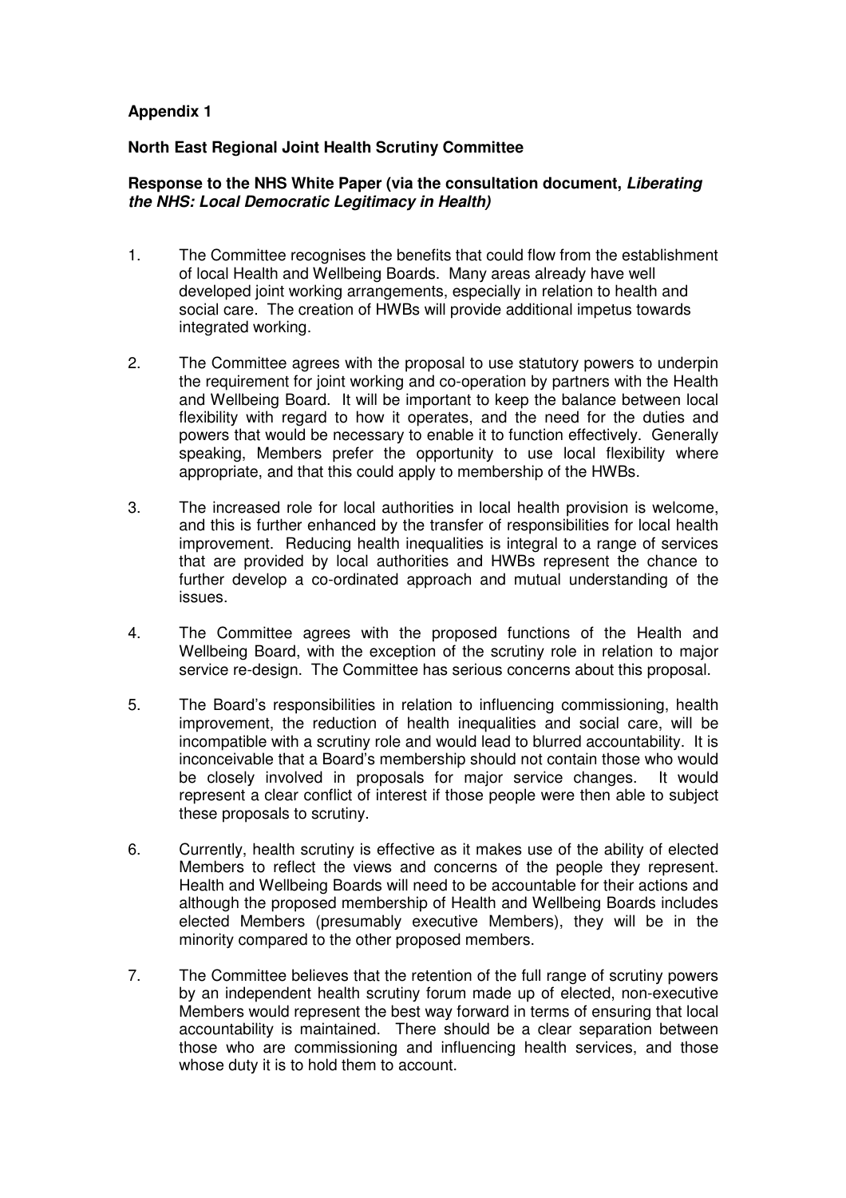**Appendix 1**

**North East Regional Joint Health Scrutiny Committee**

**Response to the NHS White Paper (via the consultation document, *Liberating the NHS: Local Democratic Legitimacy in Health)***

1. The Committee recognises the benefits that could flow from the establishment of local Health and Wellbeing Boards. Many areas already have well developed joint working arrangements, especially in relation to health and social care. The creation of HWBs will provide additional impetus towards integrated working.

2. The Committee agrees with the proposal to use statutory powers to underpin the requirement for joint working and co-operation by partners with the Health and Wellbeing Board. It will be important to keep the balance between local flexibility with regard to how it operates, and the need for the duties and powers that would be necessary to enable it to function effectively. Generally speaking, Members prefer the opportunity to use local flexibility where appropriate, and that this could apply to membership of the HWBs.

3. The increased role for local authorities in local health provision is welcome, and this is further enhanced by the transfer of responsibilities for local health improvement. Reducing health inequalities is integral to a range of services that are provided by local authorities and HWBs represent the chance to further develop a co-ordinated approach and mutual understanding of the issues.

4. The Committee agrees with the proposed functions of the Health and Wellbeing Board, with the exception of the scrutiny role in relation to major service re-design. The Committee has serious concerns about this proposal.

5. The Board's responsibilities in relation to influencing commissioning, health improvement, the reduction of health inequalities and social care, will be incompatible with a scrutiny role and would lead to blurred accountability. It is inconceivable that a Board's membership should not contain those who would be closely involved in proposals for major service changes. It would represent a clear conflict of interest if those people were then able to subject these proposals to scrutiny.

6. Currently, health scrutiny is effective as it makes use of the ability of elected Members to reflect the views and concerns of the people they represent. Health and Wellbeing Boards will need to be accountable for their actions and although the proposed membership of Health and Wellbeing Boards includes elected Members (presumably executive Members), they will be in the minority compared to the other proposed members.

7. The Committee believes that the retention of the full range of scrutiny powers by an independent health scrutiny forum made up of elected, non-executive Members would represent the best way forward in terms of ensuring that local accountability is maintained. There should be a clear separation between those who are commissioning and influencing health services, and those whose duty it is to hold them to account.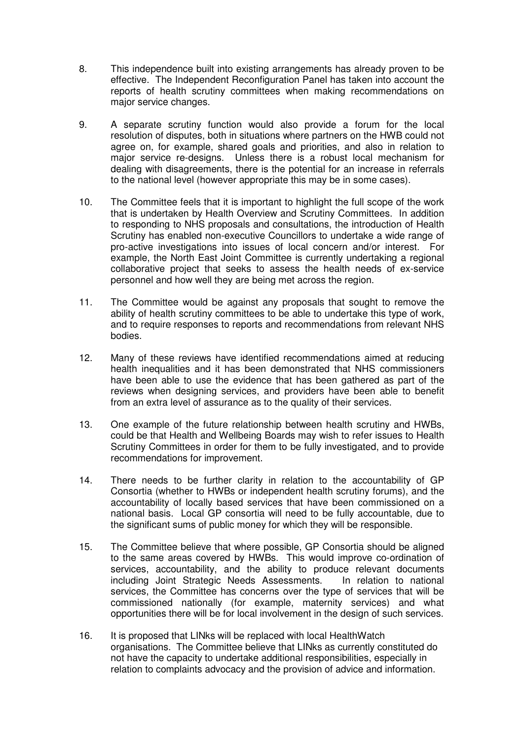8. This independence built into existing arrangements has already proven to be effective. The Independent Reconfiguration Panel has taken into account the reports of health scrutiny committees when making recommendations on major service changes.

9. A separate scrutiny function would also provide a forum for the local resolution of disputes, both in situations where partners on the HWB could not agree on, for example, shared goals and priorities, and also in relation to major service re-designs. Unless there is a robust local mechanism for dealing with disagreements, there is the potential for an increase in referrals to the national level (however appropriate this may be in some cases).

10. The Committee feels that it is important to highlight the full scope of the work that is undertaken by Health Overview and Scrutiny Committees. In addition to responding to NHS proposals and consultations, the introduction of Health Scrutiny has enabled non-executive Councillors to undertake a wide range of pro-active investigations into issues of local concern and/or interest. For example, the North East Joint Committee is currently undertaking a regional collaborative project that seeks to assess the health needs of ex-service personnel and how well they are being met across the region.

11. The Committee would be against any proposals that sought to remove the ability of health scrutiny committees to be able to undertake this type of work, and to require responses to reports and recommendations from relevant NHS bodies.

12. Many of these reviews have identified recommendations aimed at reducing health inequalities and it has been demonstrated that NHS commissioners have been able to use the evidence that has been gathered as part of the reviews when designing services, and providers have been able to benefit from an extra level of assurance as to the quality of their services.

13. One example of the future relationship between health scrutiny and HWBs, could be that Health and Wellbeing Boards may wish to refer issues to Health Scrutiny Committees in order for them to be fully investigated, and to provide recommendations for improvement.

14. There needs to be further clarity in relation to the accountability of GP Consortia (whether to HWBs or independent health scrutiny forums), and the accountability of locally based services that have been commissioned on a national basis. Local GP consortia will need to be fully accountable, due to the significant sums of public money for which they will be responsible.

15. The Committee believe that where possible, GP Consortia should be aligned to the same areas covered by HWBs. This would improve co-ordination of services, accountability, and the ability to produce relevant documents including Joint Strategic Needs Assessments. In relation to national services, the Committee has concerns over the type of services that will be commissioned nationally (for example, maternity services) and what opportunities there will be for local involvement in the design of such services.

16. It is proposed that LINks will be replaced with local HealthWatch organisations. The Committee believe that LINks as currently constituted do not have the capacity to undertake additional responsibilities, especially in relation to complaints advocacy and the provision of advice and information.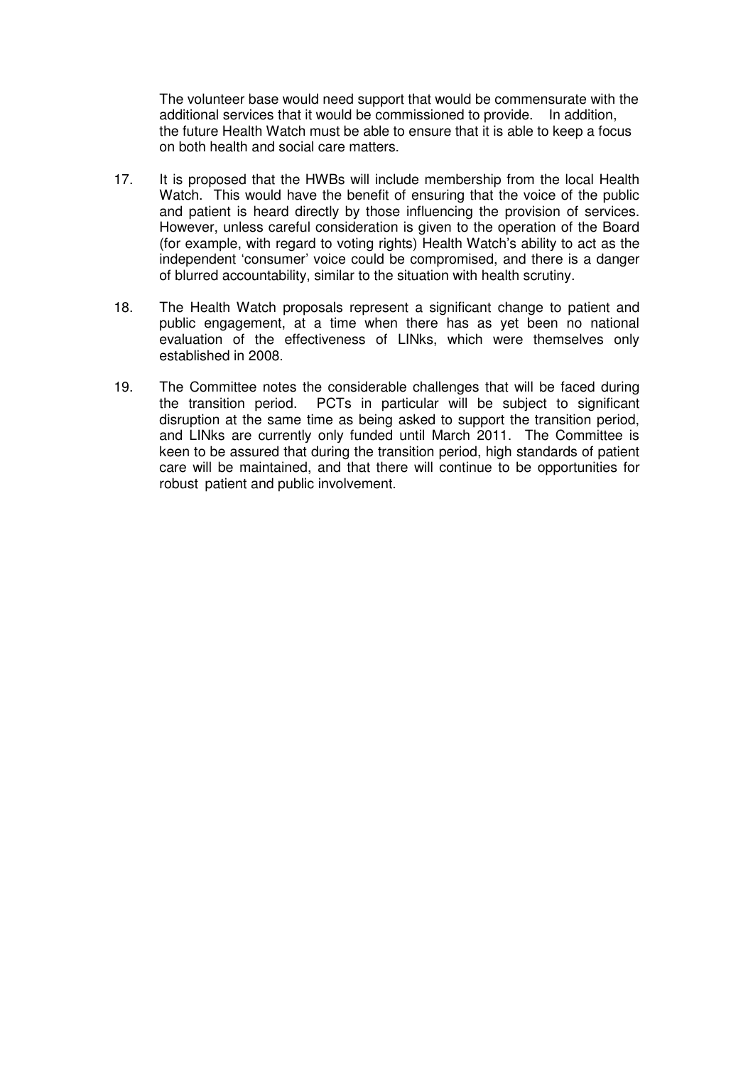The volunteer base would need support that would be commensurate with the additional services that it would be commissioned to provide. In addition, the future Health Watch must be able to ensure that it is able to keep a focus on both health and social care matters.

17. It is proposed that the HWBs will include membership from the local Health Watch. This would have the benefit of ensuring that the voice of the public and patient is heard directly by those influencing the provision of services. However, unless careful consideration is given to the operation of the Board (for example, with regard to voting rights) Health Watch's ability to act as the independent 'consumer' voice could be compromised, and there is a danger of blurred accountability, similar to the situation with health scrutiny.

18. The Health Watch proposals represent a significant change to patient and public engagement, at a time when there has as yet been no national evaluation of the effectiveness of LINks, which were themselves only established in 2008.

19. The Committee notes the considerable challenges that will be faced during the transition period. PCTs in particular will be subject to significant disruption at the same time as being asked to support the transition period, and LINks are currently only funded until March 2011. The Committee is keen to be assured that during the transition period, high standards of patient care will be maintained, and that there will continue to be opportunities for robust patient and public involvement.